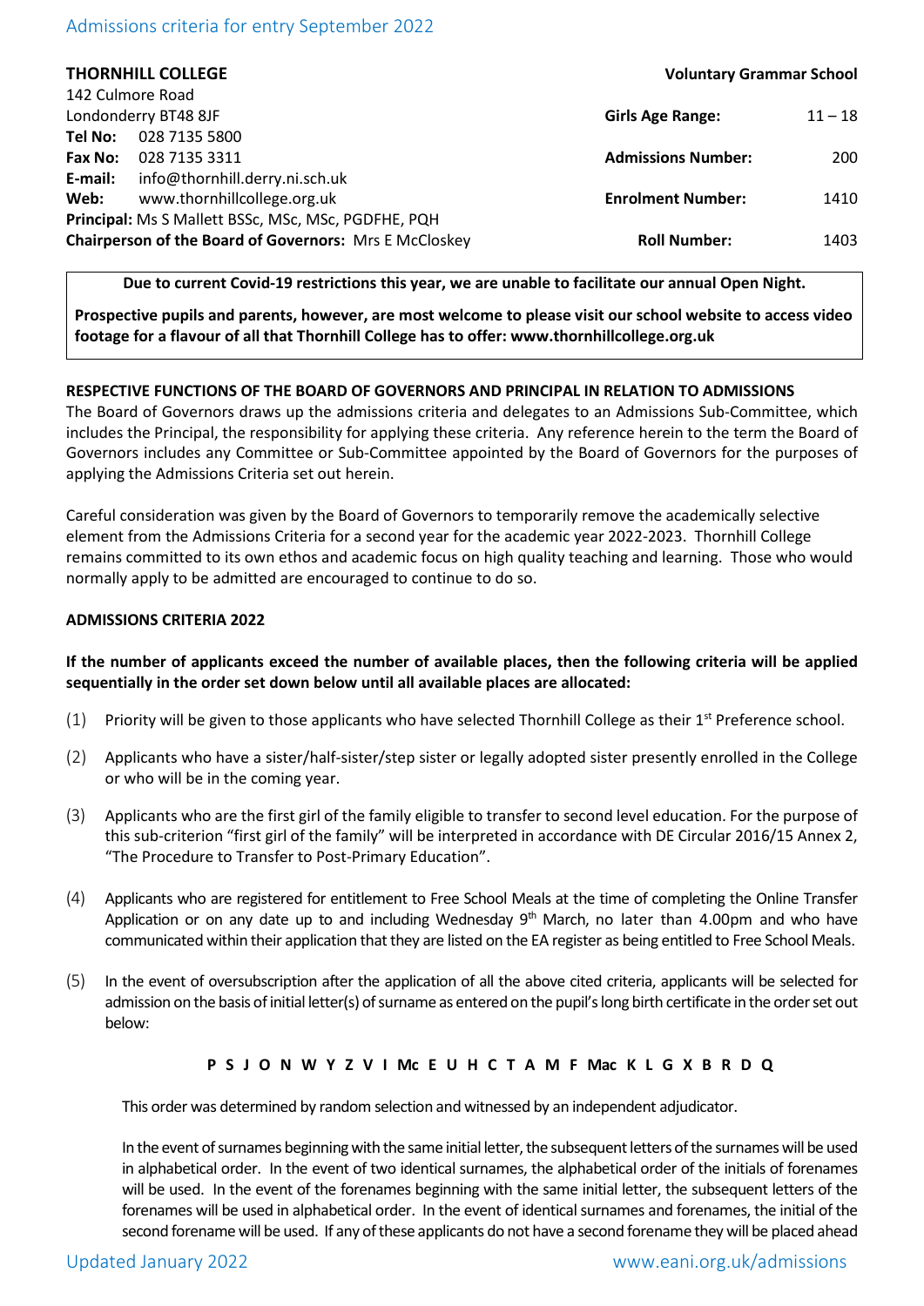Admissions criteria for entry September 2022

**THORNHILL COLLEGE** — **Voluntary Grammar School**

142 Culmore Road
Londonderry BT48 8JF
**Tel No:** 028 7135 5800
**Fax No:** 028 7135 3311
**E-mail:** info@thornhill.derry.ni.sch.uk
**Web:** www.thornhillcollege.org.uk
**Principal:** Ms S Mallett BSSc, MSc, MSc, PGDFHE, PQH
**Chairperson of the Board of Governors:** Mrs E McCloskey

| | |
|---|---|
| **Girls Age Range:** | 11 – 18 |
| **Admissions Number:** | 200 |
| **Enrolment Number:** | 1410 |
| **Roll Number:** | 1403 |

**Due to current Covid-19 restrictions this year, we are unable to facilitate our annual Open Night.**

**Prospective pupils and parents, however, are most welcome to please visit our school website to access video footage for a flavour of all that Thornhill College has to offer: www.thornhillcollege.org.uk**

**RESPECTIVE FUNCTIONS OF THE BOARD OF GOVERNORS AND PRINCIPAL IN RELATION TO ADMISSIONS**

The Board of Governors draws up the admissions criteria and delegates to an Admissions Sub-Committee, which includes the Principal, the responsibility for applying these criteria. Any reference herein to the term the Board of Governors includes any Committee or Sub-Committee appointed by the Board of Governors for the purposes of applying the Admissions Criteria set out herein.

Careful consideration was given by the Board of Governors to temporarily remove the academically selective element from the Admissions Criteria for a second year for the academic year 2022-2023. Thornhill College remains committed to its own ethos and academic focus on high quality teaching and learning. Those who would normally apply to be admitted are encouraged to continue to do so.

**ADMISSIONS CRITERIA 2022**

**If the number of applicants exceed the number of available places, then the following criteria will be applied sequentially in the order set down below until all available places are allocated:**

(1) Priority will be given to those applicants who have selected Thornhill College as their 1st Preference school.

(2) Applicants who have a sister/half-sister/step sister or legally adopted sister presently enrolled in the College or who will be in the coming year.

(3) Applicants who are the first girl of the family eligible to transfer to second level education. For the purpose of this sub-criterion "first girl of the family" will be interpreted in accordance with DE Circular 2016/15 Annex 2, "The Procedure to Transfer to Post-Primary Education".

(4) Applicants who are registered for entitlement to Free School Meals at the time of completing the Online Transfer Application or on any date up to and including Wednesday 9th March, no later than 4.00pm and who have communicated within their application that they are listed on the EA register as being entitled to Free School Meals.

(5) In the event of oversubscription after the application of all the above cited criteria, applicants will be selected for admission on the basis of initial letter(s) of surname as entered on the pupil's long birth certificate in the order set out below:

**P S J O N W Y Z V I Mc E U H C T A M F Mac K L G X B R D Q**

This order was determined by random selection and witnessed by an independent adjudicator.

In the event of surnames beginning with the same initial letter, the subsequent letters of the surnames will be used in alphabetical order. In the event of two identical surnames, the alphabetical order of the initials of forenames will be used. In the event of the forenames beginning with the same initial letter, the subsequent letters of the forenames will be used in alphabetical order. In the event of identical surnames and forenames, the initial of the second forename will be used. If any of these applicants do not have a second forename they will be placed ahead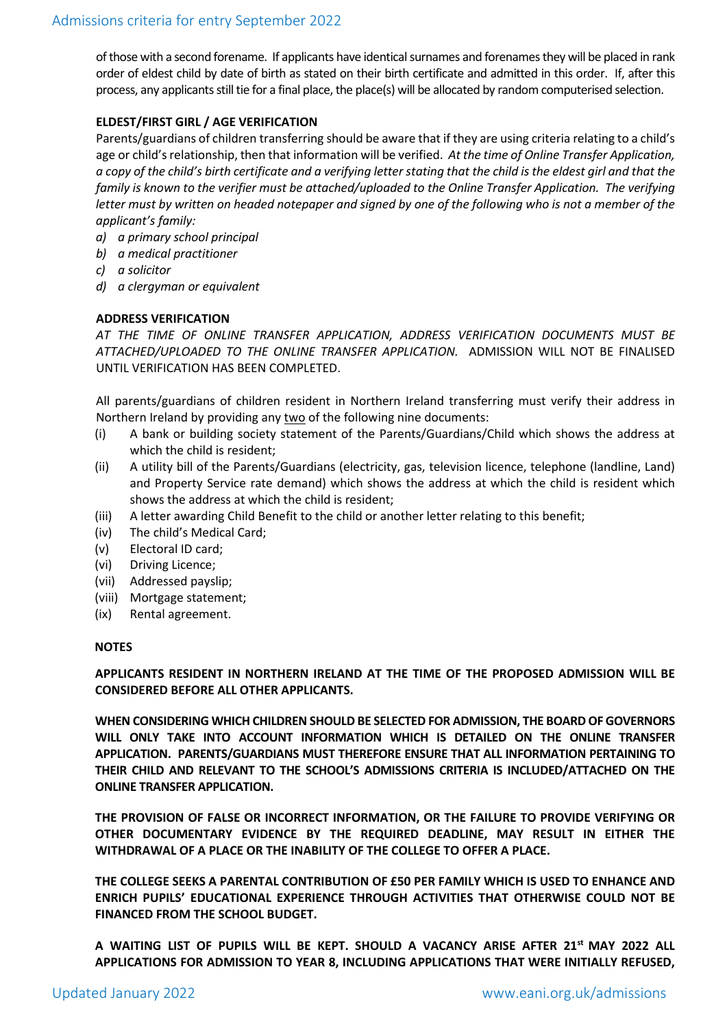of those with a second forename. If applicants have identical surnames and forenames they will be placed in rank order of eldest child by date of birth as stated on their birth certificate and admitted in this order. If, after this process, any applicants still tie for a final place, the place(s) will be allocated by random computerised selection.

**ELDEST/FIRST GIRL / AGE VERIFICATION**

Parents/guardians of children transferring should be aware that if they are using criteria relating to a child's age or child's relationship, then that information will be verified. *At the time of Online Transfer Application, a copy of the child's birth certificate and a verifying letter stating that the child is the eldest girl and that the family is known to the verifier must be attached/uploaded to the Online Transfer Application. The verifying letter must by written on headed notepaper and signed by one of the following who is not a member of the applicant's family:*

*a) a primary school principal*
*b) a medical practitioner*
*c) a solicitor*
*d) a clergyman or equivalent*

**ADDRESS VERIFICATION**

*AT THE TIME OF ONLINE TRANSFER APPLICATION, ADDRESS VERIFICATION DOCUMENTS MUST BE ATTACHED/UPLOADED TO THE ONLINE TRANSFER APPLICATION.* ADMISSION WILL NOT BE FINALISED UNTIL VERIFICATION HAS BEEN COMPLETED.

All parents/guardians of children resident in Northern Ireland transferring must verify their address in Northern Ireland by providing any two of the following nine documents:

(i) A bank or building society statement of the Parents/Guardians/Child which shows the address at which the child is resident;
(ii) A utility bill of the Parents/Guardians (electricity, gas, television licence, telephone (landline, Land) and Property Service rate demand) which shows the address at which the child is resident which shows the address at which the child is resident;
(iii) A letter awarding Child Benefit to the child or another letter relating to this benefit;
(iv) The child's Medical Card;
(v) Electoral ID card;
(vi) Driving Licence;
(vii) Addressed payslip;
(viii) Mortgage statement;
(ix) Rental agreement.

**NOTES**

**APPLICANTS RESIDENT IN NORTHERN IRELAND AT THE TIME OF THE PROPOSED ADMISSION WILL BE CONSIDERED BEFORE ALL OTHER APPLICANTS.**

**WHEN CONSIDERING WHICH CHILDREN SHOULD BE SELECTED FOR ADMISSION, THE BOARD OF GOVERNORS WILL ONLY TAKE INTO ACCOUNT INFORMATION WHICH IS DETAILED ON THE ONLINE TRANSFER APPLICATION. PARENTS/GUARDIANS MUST THEREFORE ENSURE THAT ALL INFORMATION PERTAINING TO THEIR CHILD AND RELEVANT TO THE SCHOOL'S ADMISSIONS CRITERIA IS INCLUDED/ATTACHED ON THE ONLINE TRANSFER APPLICATION.**

**THE PROVISION OF FALSE OR INCORRECT INFORMATION, OR THE FAILURE TO PROVIDE VERIFYING OR OTHER DOCUMENTARY EVIDENCE BY THE REQUIRED DEADLINE, MAY RESULT IN EITHER THE WITHDRAWAL OF A PLACE OR THE INABILITY OF THE COLLEGE TO OFFER A PLACE.**

**THE COLLEGE SEEKS A PARENTAL CONTRIBUTION OF £50 PER FAMILY WHICH IS USED TO ENHANCE AND ENRICH PUPILS' EDUCATIONAL EXPERIENCE THROUGH ACTIVITIES THAT OTHERWISE COULD NOT BE FINANCED FROM THE SCHOOL BUDGET.**

**A WAITING LIST OF PUPILS WILL BE KEPT. SHOULD A VACANCY ARISE AFTER 21st MAY 2022 ALL APPLICATIONS FOR ADMISSION TO YEAR 8, INCLUDING APPLICATIONS THAT WERE INITIALLY REFUSED,**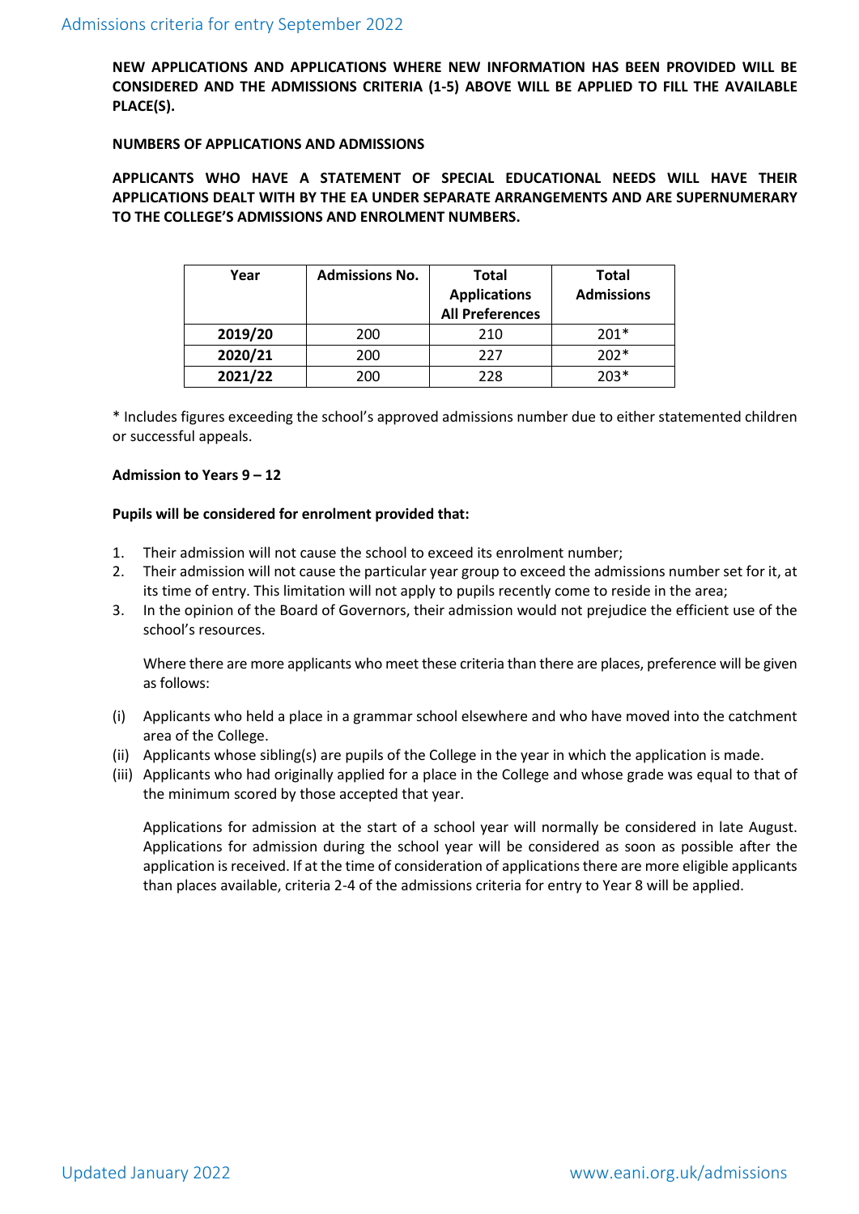**NEW APPLICATIONS AND APPLICATIONS WHERE NEW INFORMATION HAS BEEN PROVIDED WILL BE CONSIDERED AND THE ADMISSIONS CRITERIA (1-5) ABOVE WILL BE APPLIED TO FILL THE AVAILABLE PLACE(S).**

**NUMBERS OF APPLICATIONS AND ADMISSIONS**

**APPLICANTS WHO HAVE A STATEMENT OF SPECIAL EDUCATIONAL NEEDS WILL HAVE THEIR APPLICATIONS DEALT WITH BY THE EA UNDER SEPARATE ARRANGEMENTS AND ARE SUPERNUMERARY TO THE COLLEGE'S ADMISSIONS AND ENROLMENT NUMBERS.**

| Year | Admissions No. | Total Applications All Preferences | Total Admissions |
|---|---|---|---|
| **2019/20** | 200 | 210 | 201* |
| **2020/21** | 200 | 227 | 202* |
| **2021/22** | 200 | 228 | 203* |

* Includes figures exceeding the school's approved admissions number due to either statemented children or successful appeals.

**Admission to Years 9 – 12**

**Pupils will be considered for enrolment provided that:**

1. Their admission will not cause the school to exceed its enrolment number;
2. Their admission will not cause the particular year group to exceed the admissions number set for it, at its time of entry. This limitation will not apply to pupils recently come to reside in the area;
3. In the opinion of the Board of Governors, their admission would not prejudice the efficient use of the school's resources.

   Where there are more applicants who meet these criteria than there are places, preference will be given as follows:

(i) Applicants who held a place in a grammar school elsewhere and who have moved into the catchment area of the College.
(ii) Applicants whose sibling(s) are pupils of the College in the year in which the application is made.
(iii) Applicants who had originally applied for a place in the College and whose grade was equal to that of the minimum scored by those accepted that year.

Applications for admission at the start of a school year will normally be considered in late August. Applications for admission during the school year will be considered as soon as possible after the application is received. If at the time of consideration of applications there are more eligible applicants than places available, criteria 2-4 of the admissions criteria for entry to Year 8 will be applied.